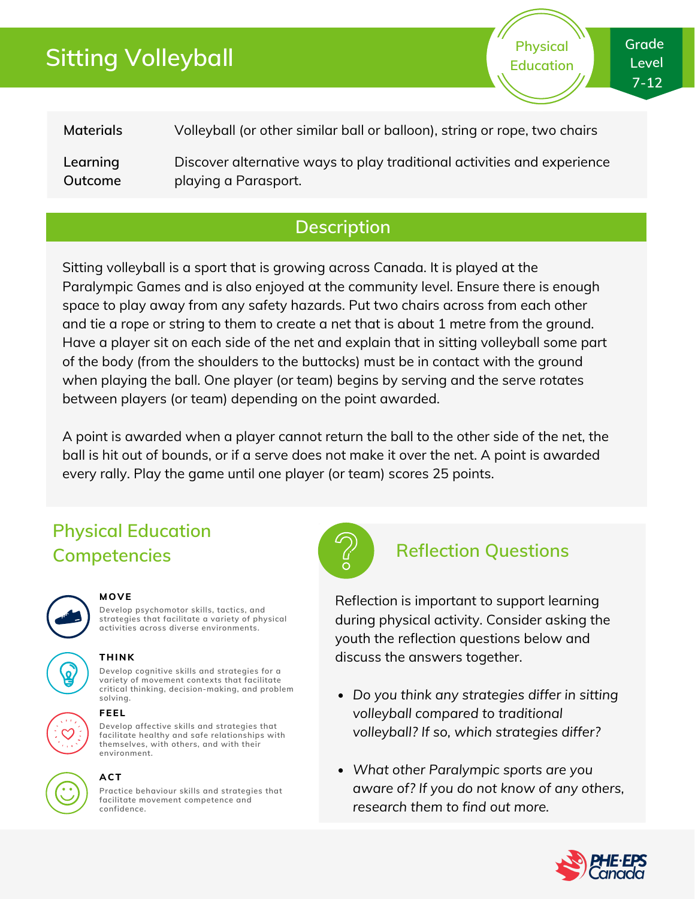# Sitting Volleyball

Physical Education

Grade Level 7-12

| | |
|---|---|
| **Materials** | Volleyball (or other similar ball or balloon), string or rope, two chairs |
| **Learning Outcome** | Discover alternative ways to play traditional activities and experience playing a Parasport. |

## Description

Sitting volleyball is a sport that is growing across Canada. It is played at the Paralympic Games and is also enjoyed at the community level. Ensure there is enough space to play away from any safety hazards. Put two chairs across from each other and tie a rope or string to them to create a net that is about 1 metre from the ground. Have a player sit on each side of the net and explain that in sitting volleyball some part of the body (from the shoulders to the buttocks) must be in contact with the ground when playing the ball. One player (or team) begins by serving and the serve rotates between players (or team) depending on the point awarded.

A point is awarded when a player cannot return the ball to the other side of the net, the ball is hit out of bounds, or if a serve does not make it over the net. A point is awarded every rally. Play the game until one player (or team) scores 25 points.

## Physical Education Competencies

**MOVE**
Develop psychomotor skills, tactics, and strategies that facilitate a variety of physical activities across diverse environments.

**THINK**
Develop cognitive skills and strategies for a variety of movement contexts that facilitate critical thinking, decision-making, and problem solving.

**FEEL**
Develop affective skills and strategies that facilitate healthy and safe relationships with themselves, with others, and with their environment.

**ACT**
Practice behaviour skills and strategies that facilitate movement competence and confidence.

## Reflection Questions

Reflection is important to support learning during physical activity. Consider asking the youth the reflection questions below and discuss the answers together.

- *Do you think any strategies differ in sitting volleyball compared to traditional volleyball? If so, which strategies differ?*
- *What other Paralympic sports are you aware of? If you do not know of any others, research them to find out more.*

PHE·EPS Canada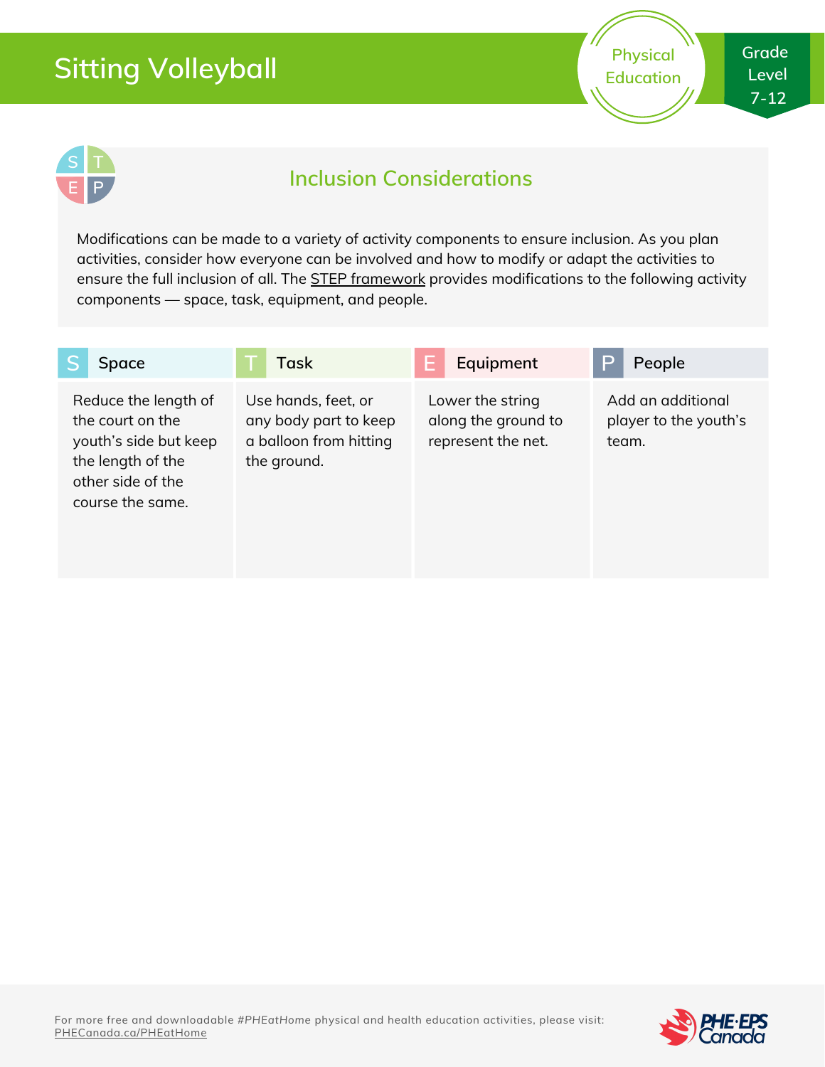# Sitting Volleyball

Physical Education

Grade Level 7-12

## Inclusion Considerations

Modifications can be made to a variety of activity components to ensure inclusion. As you plan activities, consider how everyone can be involved and how to modify or adapt the activities to ensure the full inclusion of all. The STEP framework provides modifications to the following activity components — space, task, equipment, and people.

| S Space | T Task | E Equipment | P People |
|---|---|---|---|
| Reduce the length of the court on the youth's side but keep the length of the other side of the course the same. | Use hands, feet, or any body part to keep a balloon from hitting the ground. | Lower the string along the ground to represent the net. | Add an additional player to the youth's team. |

For more free and downloadable *#PHEatHome* physical and health education activities, please visit: PHECanada.ca/PHEatHome